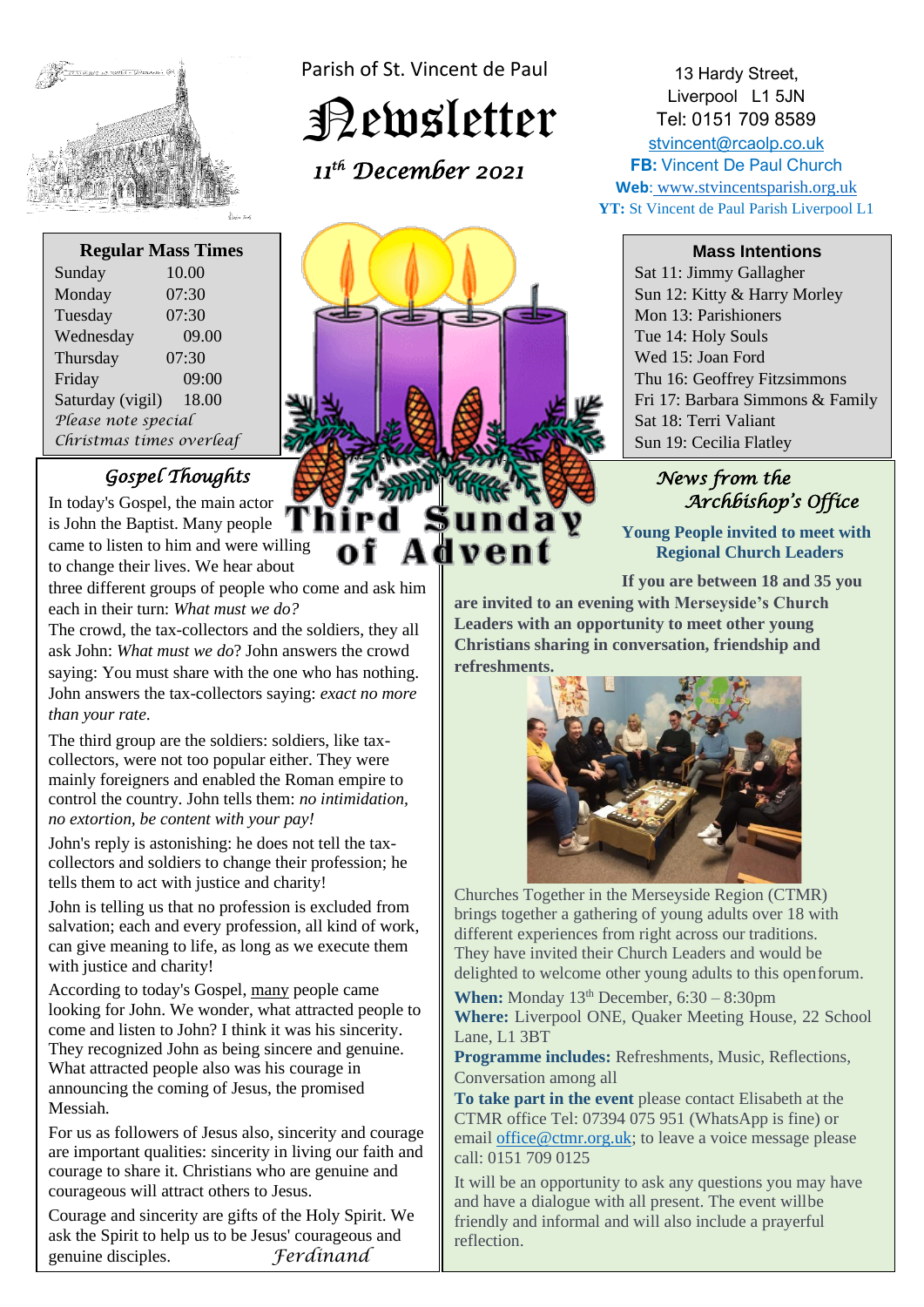Parish of St. Vincent de Paul

# Newsletter

*11th December 2021*

13 Hardy Street,
Liverpool L1 5JN
Tel: 0151 709 8589
stvincent@rcaolp.co.uk
**FB:** Vincent De Paul Church
**Web**: www.stvincentsparish.org.uk
**YT:** St Vincent de Paul Parish Liverpool L1

| Regular Mass Times | |
|---|---|
| Sunday | 10.00 |
| Monday | 07:30 |
| Tuesday | 07:30 |
| Wednesday | 09.00 |
| Thursday | 07:30 |
| Friday | 09:00 |
| Saturday (vigil) | 18.00 |

*Please note special Christmas times overleaf*

**Third Sunday of Advent**

### Mass Intentions

- Sat 11: Jimmy Gallagher
- Sun 12: Kitty & Harry Morley
- Mon 13: Parishioners
- Tue 14: Holy Souls
- Wed 15: Joan Ford
- Thu 16: Geoffrey Fitzsimmons
- Fri 17: Barbara Simmons & Family
- Sat 18: Terri Valiant
- Sun 19: Cecilia Flatley

## *Gospel Thoughts*

In today's Gospel, the main actor is John the Baptist. Many people came to listen to him and were willing to change their lives. We hear about three different groups of people who come and ask him each in their turn: *What must we do?*

The crowd, the tax-collectors and the soldiers, they all ask John: *What must we do*? John answers the crowd saying: You must share with the one who has nothing. John answers the tax-collectors saying: *exact no more than your rate*.

The third group are the soldiers: soldiers, like tax-collectors, were not too popular either. They were mainly foreigners and enabled the Roman empire to control the country. John tells them: *no intimidation, no extortion, be content with your pay!*

John's reply is astonishing: he does not tell the tax-collectors and soldiers to change their profession; he tells them to act with justice and charity!

John is telling us that no profession is excluded from salvation; each and every profession, all kind of work, can give meaning to life, as long as we execute them with justice and charity!

According to today's Gospel, many people came looking for John. We wonder, what attracted people to come and listen to John? I think it was his sincerity. They recognized John as being sincere and genuine. What attracted people also was his courage in announcing the coming of Jesus, the promised Messiah.

For us as followers of Jesus also, sincerity and courage are important qualities: sincerity in living our faith and courage to share it. Christians who are genuine and courageous will attract others to Jesus.

Courage and sincerity are gifts of the Holy Spirit. We ask the Spirit to help us to be Jesus' courageous and genuine disciples. *Ferdinand*

## *News from the Archbishop's Office*

**Young People invited to meet with Regional Church Leaders**

**If you are between 18 and 35 you are invited to an evening with Merseyside's Church Leaders with an opportunity to meet other young Christians sharing in conversation, friendship and refreshments.**

Churches Together in the Merseyside Region (CTMR) brings together a gathering of young adults over 18 with different experiences from right across our traditions. They have invited their Church Leaders and would be delighted to welcome other young adults to this openforum.

**When:** Monday 13th December, 6:30 – 8:30pm
**Where:** Liverpool ONE, Quaker Meeting House, 22 School Lane, L1 3BT
**Programme includes:** Refreshments, Music, Reflections, Conversation among all
**To take part in the event** please contact Elisabeth at the CTMR office Tel: 07394 075 951 (WhatsApp is fine) or email office@ctmr.org.uk; to leave a voice message please call: 0151 709 0125

It will be an opportunity to ask any questions you may have and have a dialogue with all present. The event willbe friendly and informal and will also include a prayerful reflection.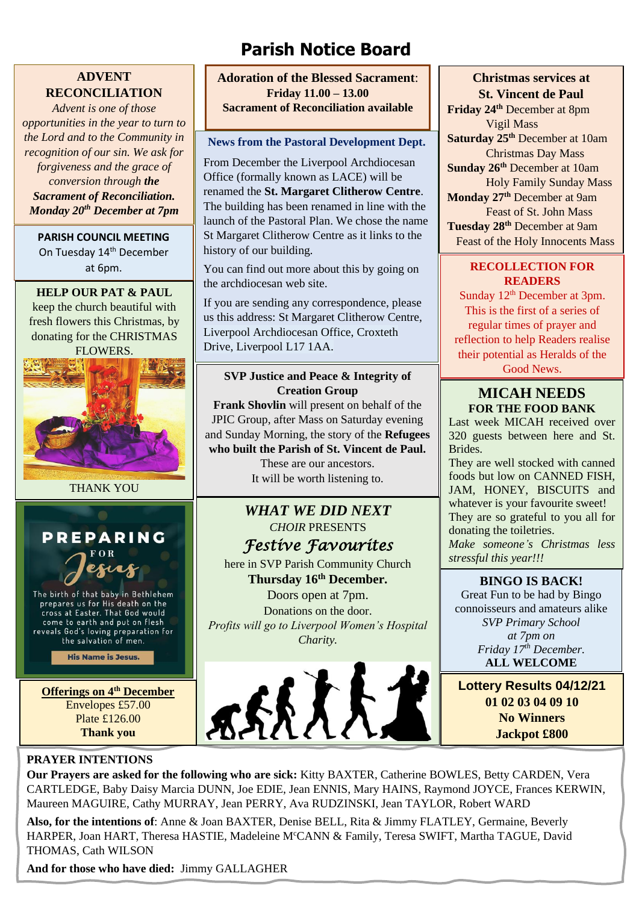# Parish Notice Board

## ADVENT RECONCILIATION

*Advent is one of those opportunities in the year to turn to the Lord and to the Community in recognition of our sin. We ask for forgiveness and the grace of conversion through **the Sacrament of Reconciliation. Monday 20th December at 7pm***

## PARISH COUNCIL MEETING

On Tuesday 14th December at 6pm.

## HELP OUR PAT & PAUL

keep the church beautiful with fresh flowers this Christmas, by donating for the CHRISTMAS FLOWERS.

THANK YOU

**PREPARING FOR Jesus**

The birth of that baby in Bethlehem prepares us for His death on the cross at Easter. That God would come to earth and put on flesh reveals God's loving preparation for the salvation of men.

His Name is Jesus.

**Offerings on 4th December**

Envelopes £57.00
Plate £126.00
**Thank you**

**Adoration of the Blessed Sacrament**:
**Friday 11.00 – 13.00**
**Sacrament of Reconciliation available**

## News from the Pastoral Development Dept.

From December the Liverpool Archdiocesan Office (formally known as LACE) will be renamed the **St. Margaret Clitherow Centre**. The building has been renamed in line with the launch of the Pastoral Plan. We chose the name St Margaret Clitherow Centre as it links to the history of our building.

You can find out more about this by going on the archdiocesan web site.

If you are sending any correspondence, please us this address: St Margaret Clitherow Centre, Liverpool Archdiocesan Office, Croxteth Drive, Liverpool L17 1AA.

## SVP Justice and Peace & Integrity of Creation Group

**Frank Shovlin** will present on behalf of the JPIC Group, after Mass on Saturday evening and Sunday Morning, the story of the **Refugees who built the Parish of St. Vincent de Paul.**
These are our ancestors.
It will be worth listening to.

## *WHAT WE DID NEXT*

*CHOIR* PRESENTS

***Festive Favourites***

here in SVP Parish Community Church
**Thursday 16th December.**
Doors open at 7pm.
Donations on the door.
*Profits will go to Liverpool Women's Hospital Charity.*

## Christmas services at St. Vincent de Paul

**Friday 24th** December at 8pm
Vigil Mass
**Saturday 25th** December at 10am
Christmas Day Mass
**Sunday 26th** December at 10am
Holy Family Sunday Mass
**Monday 27th** December at 9am
Feast of St. John Mass
**Tuesday 28th** December at 9am
Feast of the Holy Innocents Mass

## RECOLLECTION FOR READERS

Sunday 12th December at 3pm.
This is the first of a series of regular times of prayer and reflection to help Readers realise their potential as Heralds of the Good News.

## MICAH NEEDS

**FOR THE FOOD BANK**

Last week MICAH received over 320 guests between here and St. Brides.
They are well stocked with canned foods but low on CANNED FISH, JAM, HONEY, BISCUITS and whatever is your favourite sweet!
They are so grateful to you all for donating the toiletries.
*Make someone's Christmas less stressful this year!!!*

## BINGO IS BACK!

Great Fun to be had by Bingo connoisseurs and amateurs alike
*SVP Primary School*
*at 7pm on*
*Friday 17th December.*
**ALL WELCOME**

## Lottery Results 04/12/21

**01 02 03 04 09 10**
**No Winners**
**Jackpot £800**

## PRAYER INTENTIONS

**Our Prayers are asked for the following who are sick:** Kitty BAXTER, Catherine BOWLES, Betty CARDEN, Vera CARTLEDGE, Baby Daisy Marcia DUNN, Joe EDIE, Jean ENNIS, Mary HAINS, Raymond JOYCE, Frances KERWIN, Maureen MAGUIRE, Cathy MURRAY, Jean PERRY, Ava RUDZINSKI, Jean TAYLOR, Robert WARD

**Also, for the intentions of**: Anne & Joan BAXTER, Denise BELL, Rita & Jimmy FLATLEY, Germaine, Beverly HARPER, Joan HART, Theresa HASTIE, Madeleine McCANN & Family, Teresa SWIFT, Martha TAGUE, David THOMAS, Cath WILSON

**And for those who have died:** Jimmy GALLAGHER